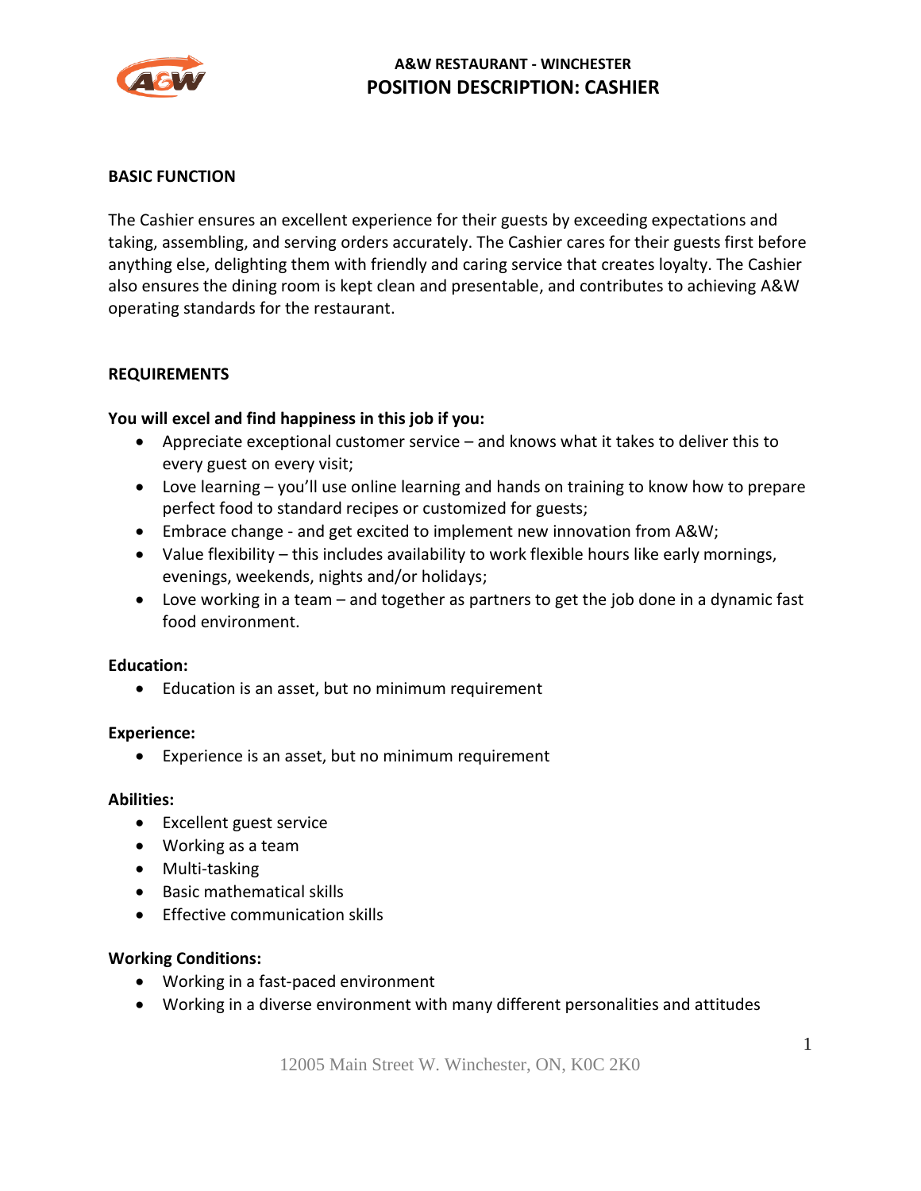# A&W RESTAURANT - WINCHESTER
## POSITION DESCRIPTION: CASHIER

**BASIC FUNCTION**

The Cashier ensures an excellent experience for their guests by exceeding expectations and taking, assembling, and serving orders accurately. The Cashier cares for their guests first before anything else, delighting them with friendly and caring service that creates loyalty. The Cashier also ensures the dining room is kept clean and presentable, and contributes to achieving A&W operating standards for the restaurant.

**REQUIREMENTS**

**You will excel and find happiness in this job if you:**

- Appreciate exceptional customer service – and knows what it takes to deliver this to every guest on every visit;
- Love learning – you'll use online learning and hands on training to know how to prepare perfect food to standard recipes or customized for guests;
- Embrace change - and get excited to implement new innovation from A&W;
- Value flexibility – this includes availability to work flexible hours like early mornings, evenings, weekends, nights and/or holidays;
- Love working in a team – and together as partners to get the job done in a dynamic fast food environment.

**Education:**

- Education is an asset, but no minimum requirement

**Experience:**

- Experience is an asset, but no minimum requirement

**Abilities:**

- Excellent guest service
- Working as a team
- Multi-tasking
- Basic mathematical skills
- Effective communication skills

**Working Conditions:**

- Working in a fast-paced environment
- Working in a diverse environment with many different personalities and attitudes

12005 Main Street W. Winchester, ON, K0C 2K0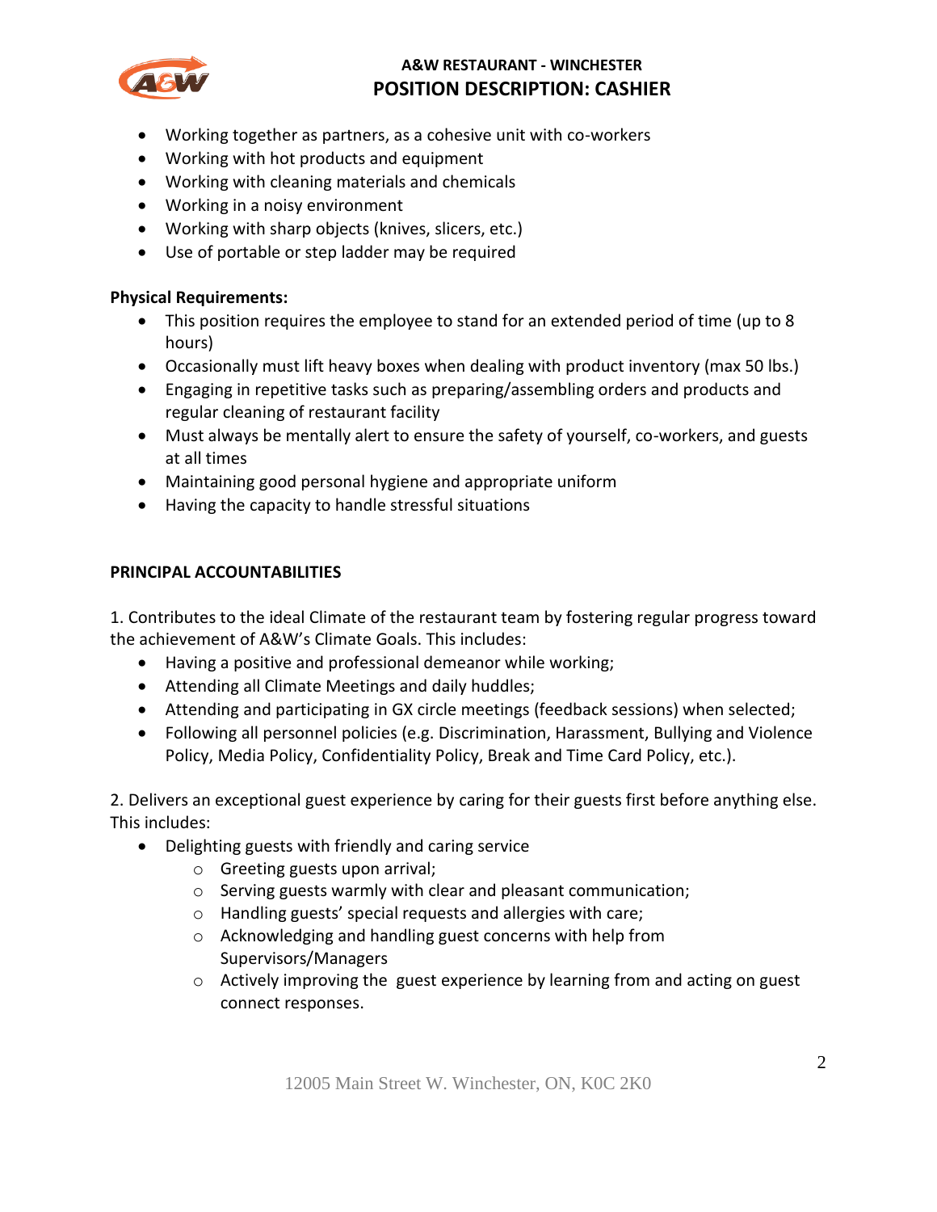- Working together as partners, as a cohesive unit with co-workers
- Working with hot products and equipment
- Working with cleaning materials and chemicals
- Working in a noisy environment
- Working with sharp objects (knives, slicers, etc.)
- Use of portable or step ladder may be required

**Physical Requirements:**

- This position requires the employee to stand for an extended period of time (up to 8 hours)
- Occasionally must lift heavy boxes when dealing with product inventory (max 50 lbs.)
- Engaging in repetitive tasks such as preparing/assembling orders and products and regular cleaning of restaurant facility
- Must always be mentally alert to ensure the safety of yourself, co-workers, and guests at all times
- Maintaining good personal hygiene and appropriate uniform
- Having the capacity to handle stressful situations

**PRINCIPAL ACCOUNTABILITIES**

1. Contributes to the ideal Climate of the restaurant team by fostering regular progress toward the achievement of A&W's Climate Goals. This includes:

- Having a positive and professional demeanor while working;
- Attending all Climate Meetings and daily huddles;
- Attending and participating in GX circle meetings (feedback sessions) when selected;
- Following all personnel policies (e.g. Discrimination, Harassment, Bullying and Violence Policy, Media Policy, Confidentiality Policy, Break and Time Card Policy, etc.).

2. Delivers an exceptional guest experience by caring for their guests first before anything else. This includes:

- Delighting guests with friendly and caring service
  - Greeting guests upon arrival;
  - Serving guests warmly with clear and pleasant communication;
  - Handling guests' special requests and allergies with care;
  - Acknowledging and handling guest concerns with help from Supervisors/Managers
  - Actively improving the guest experience by learning from and acting on guest connect responses.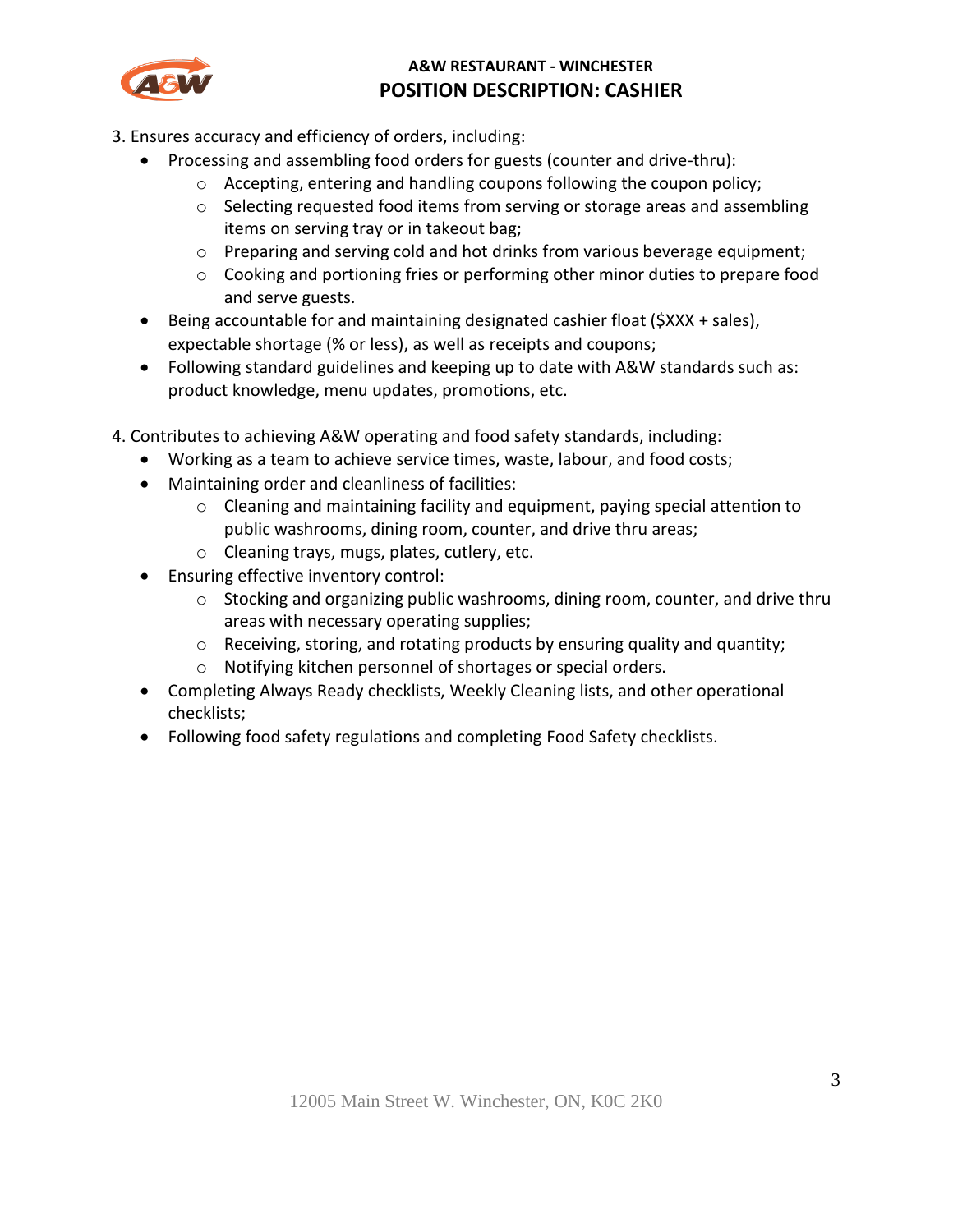3. Ensures accuracy and efficiency of orders, including:
   - Processing and assembling food orders for guests (counter and drive-thru):
     - Accepting, entering and handling coupons following the coupon policy;
     - Selecting requested food items from serving or storage areas and assembling items on serving tray or in takeout bag;
     - Preparing and serving cold and hot drinks from various beverage equipment;
     - Cooking and portioning fries or performing other minor duties to prepare food and serve guests.
   - Being accountable for and maintaining designated cashier float ($XXX + sales), expectable shortage (% or less), as well as receipts and coupons;
   - Following standard guidelines and keeping up to date with A&W standards such as: product knowledge, menu updates, promotions, etc.

4. Contributes to achieving A&W operating and food safety standards, including:
   - Working as a team to achieve service times, waste, labour, and food costs;
   - Maintaining order and cleanliness of facilities:
     - Cleaning and maintaining facility and equipment, paying special attention to public washrooms, dining room, counter, and drive thru areas;
     - Cleaning trays, mugs, plates, cutlery, etc.
   - Ensuring effective inventory control:
     - Stocking and organizing public washrooms, dining room, counter, and drive thru areas with necessary operating supplies;
     - Receiving, storing, and rotating products by ensuring quality and quantity;
     - Notifying kitchen personnel of shortages or special orders.
   - Completing Always Ready checklists, Weekly Cleaning lists, and other operational checklists;
   - Following food safety regulations and completing Food Safety checklists.